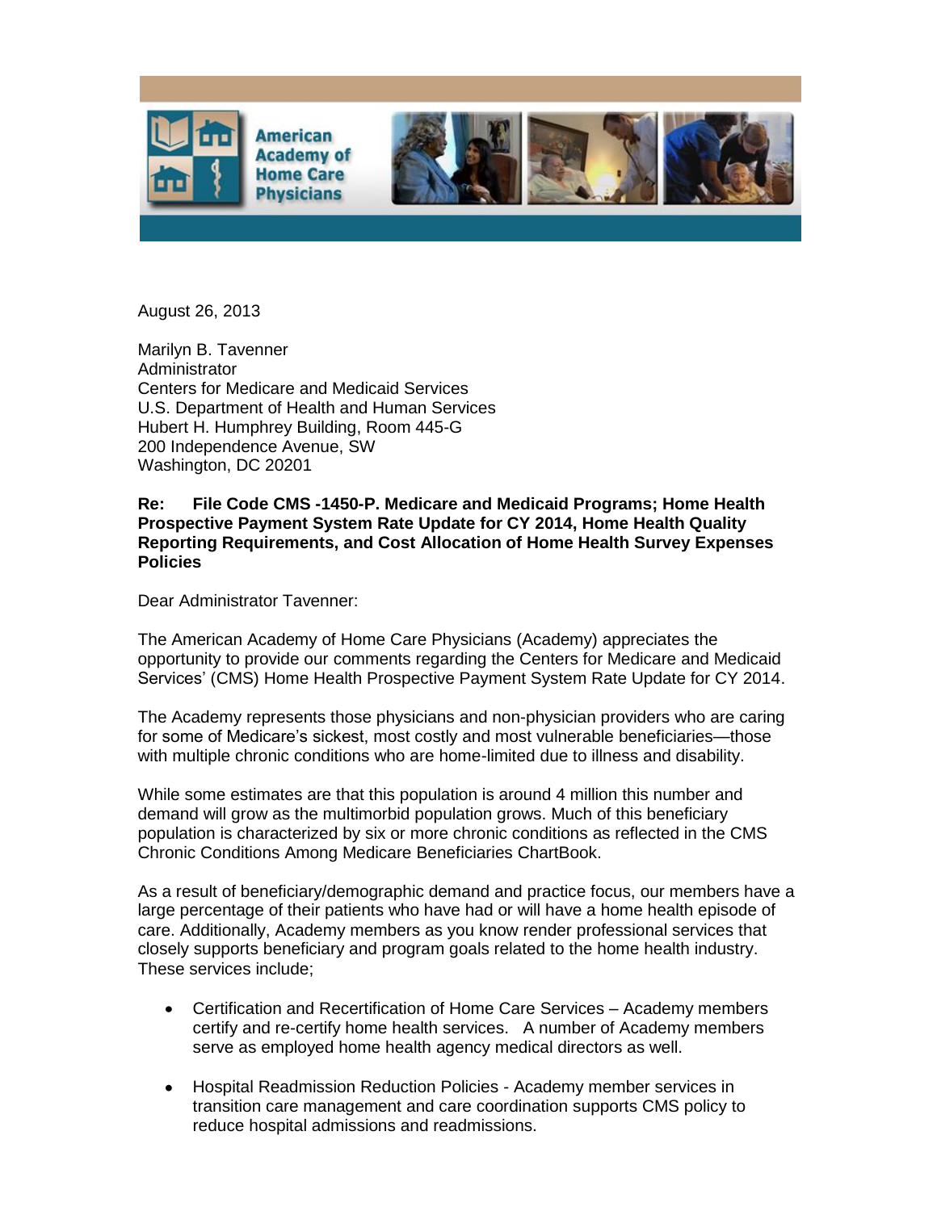American Academy of Home Care Physicians

August 26, 2013

Marilyn B. Tavenner
Administrator
Centers for Medicare and Medicaid Services
U.S. Department of Health and Human Services
Hubert H. Humphrey Building, Room 445-G
200 Independence Avenue, SW
Washington, DC 20201

**Re: File Code CMS -1450-P. Medicare and Medicaid Programs; Home Health Prospective Payment System Rate Update for CY 2014, Home Health Quality Reporting Requirements, and Cost Allocation of Home Health Survey Expenses Policies**

Dear Administrator Tavenner:

The American Academy of Home Care Physicians (Academy) appreciates the opportunity to provide our comments regarding the Centers for Medicare and Medicaid Services' (CMS) Home Health Prospective Payment System Rate Update for CY 2014.

The Academy represents those physicians and non-physician providers who are caring for some of Medicare's sickest, most costly and most vulnerable beneficiaries—those with multiple chronic conditions who are home-limited due to illness and disability.

While some estimates are that this population is around 4 million this number and demand will grow as the multimorbid population grows. Much of this beneficiary population is characterized by six or more chronic conditions as reflected in the CMS Chronic Conditions Among Medicare Beneficiaries ChartBook.

As a result of beneficiary/demographic demand and practice focus, our members have a large percentage of their patients who have had or will have a home health episode of care. Additionally, Academy members as you know render professional services that closely supports beneficiary and program goals related to the home health industry. These services include;

- Certification and Recertification of Home Care Services – Academy members certify and re-certify home health services. A number of Academy members serve as employed home health agency medical directors as well.
- Hospital Readmission Reduction Policies - Academy member services in transition care management and care coordination supports CMS policy to reduce hospital admissions and readmissions.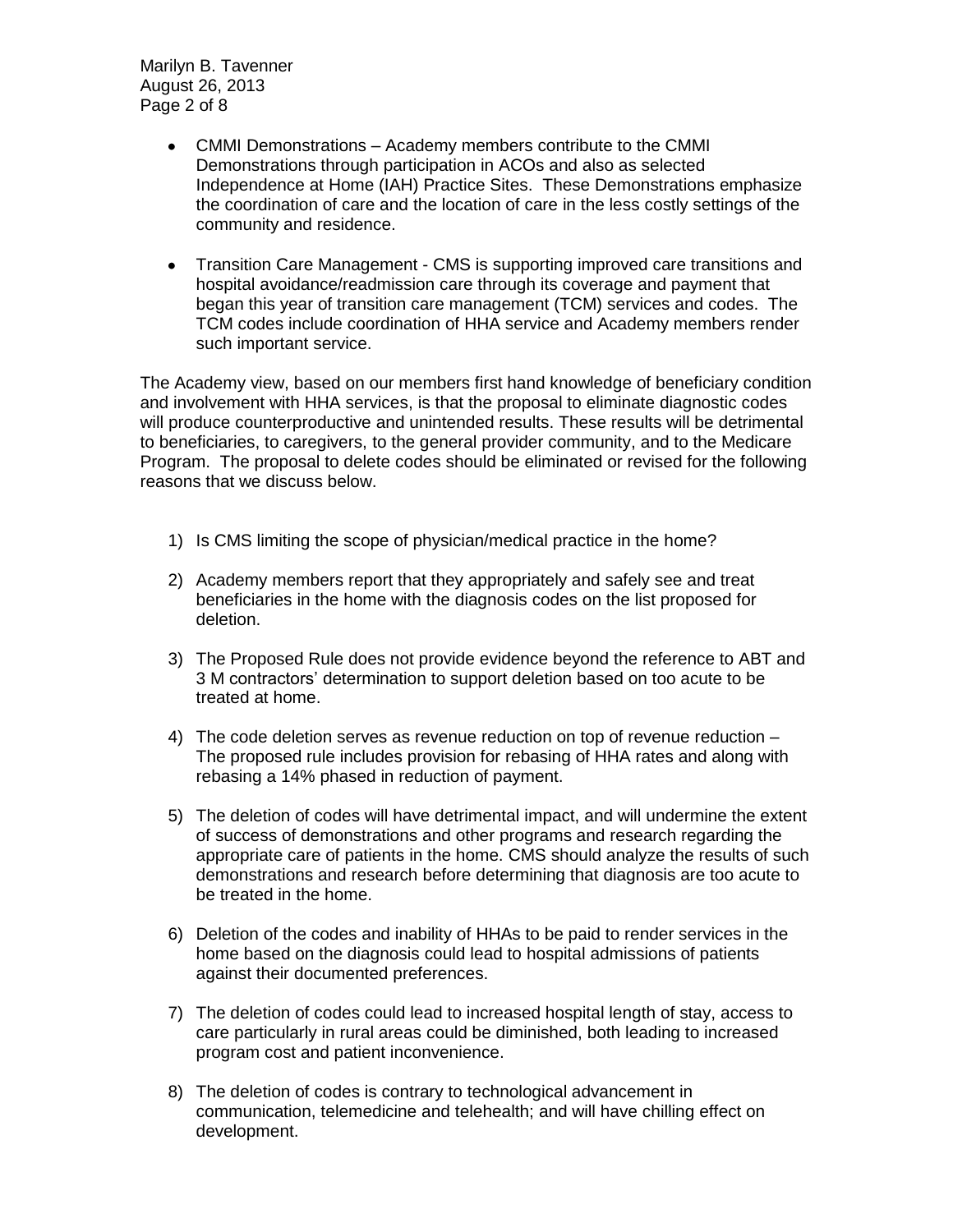- CMMI Demonstrations – Academy members contribute to the CMMI Demonstrations through participation in ACOs and also as selected Independence at Home (IAH) Practice Sites. These Demonstrations emphasize the coordination of care and the location of care in the less costly settings of the community and residence.

- Transition Care Management - CMS is supporting improved care transitions and hospital avoidance/readmission care through its coverage and payment that began this year of transition care management (TCM) services and codes. The TCM codes include coordination of HHA service and Academy members render such important service.

The Academy view, based on our members first hand knowledge of beneficiary condition and involvement with HHA services, is that the proposal to eliminate diagnostic codes will produce counterproductive and unintended results. These results will be detrimental to beneficiaries, to caregivers, to the general provider community, and to the Medicare Program. The proposal to delete codes should be eliminated or revised for the following reasons that we discuss below.

1) Is CMS limiting the scope of physician/medical practice in the home?

2) Academy members report that they appropriately and safely see and treat beneficiaries in the home with the diagnosis codes on the list proposed for deletion.

3) The Proposed Rule does not provide evidence beyond the reference to ABT and 3 M contractors' determination to support deletion based on too acute to be treated at home.

4) The code deletion serves as revenue reduction on top of revenue reduction – The proposed rule includes provision for rebasing of HHA rates and along with rebasing a 14% phased in reduction of payment.

5) The deletion of codes will have detrimental impact, and will undermine the extent of success of demonstrations and other programs and research regarding the appropriate care of patients in the home. CMS should analyze the results of such demonstrations and research before determining that diagnosis are too acute to be treated in the home.

6) Deletion of the codes and inability of HHAs to be paid to render services in the home based on the diagnosis could lead to hospital admissions of patients against their documented preferences.

7) The deletion of codes could lead to increased hospital length of stay, access to care particularly in rural areas could be diminished, both leading to increased program cost and patient inconvenience.

8) The deletion of codes is contrary to technological advancement in communication, telemedicine and telehealth; and will have chilling effect on development.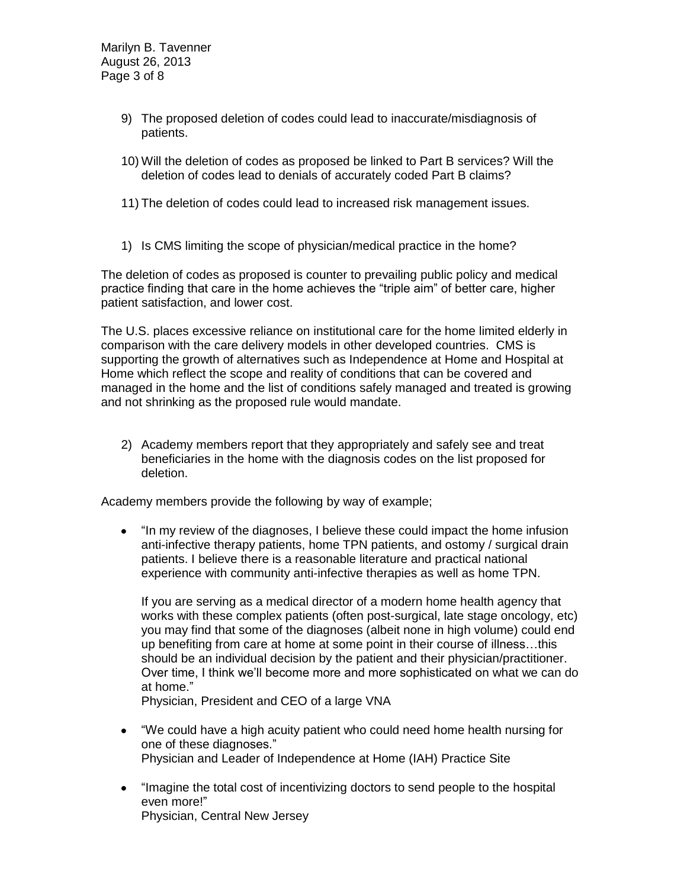9) The proposed deletion of codes could lead to inaccurate/misdiagnosis of patients.

10) Will the deletion of codes as proposed be linked to Part B services? Will the deletion of codes lead to denials of accurately coded Part B claims?

11) The deletion of codes could lead to increased risk management issues.

1) Is CMS limiting the scope of physician/medical practice in the home?

The deletion of codes as proposed is counter to prevailing public policy and medical practice finding that care in the home achieves the "triple aim" of better care, higher patient satisfaction, and lower cost.

The U.S. places excessive reliance on institutional care for the home limited elderly in comparison with the care delivery models in other developed countries. CMS is supporting the growth of alternatives such as Independence at Home and Hospital at Home which reflect the scope and reality of conditions that can be covered and managed in the home and the list of conditions safely managed and treated is growing and not shrinking as the proposed rule would mandate.

2) Academy members report that they appropriately and safely see and treat beneficiaries in the home with the diagnosis codes on the list proposed for deletion.

Academy members provide the following by way of example;

- "In my review of the diagnoses, I believe these could impact the home infusion anti-infective therapy patients, home TPN patients, and ostomy / surgical drain patients. I believe there is a reasonable literature and practical national experience with community anti-infective therapies as well as home TPN.

  If you are serving as a medical director of a modern home health agency that works with these complex patients (often post-surgical, late stage oncology, etc) you may find that some of the diagnoses (albeit none in high volume) could end up benefiting from care at home at some point in their course of illness…this should be an individual decision by the patient and their physician/practitioner. Over time, I think we'll become more and more sophisticated on what we can do at home."
  Physician, President and CEO of a large VNA

- "We could have a high acuity patient who could need home health nursing for one of these diagnoses."
  Physician and Leader of Independence at Home (IAH) Practice Site

- "Imagine the total cost of incentivizing doctors to send people to the hospital even more!"
  Physician, Central New Jersey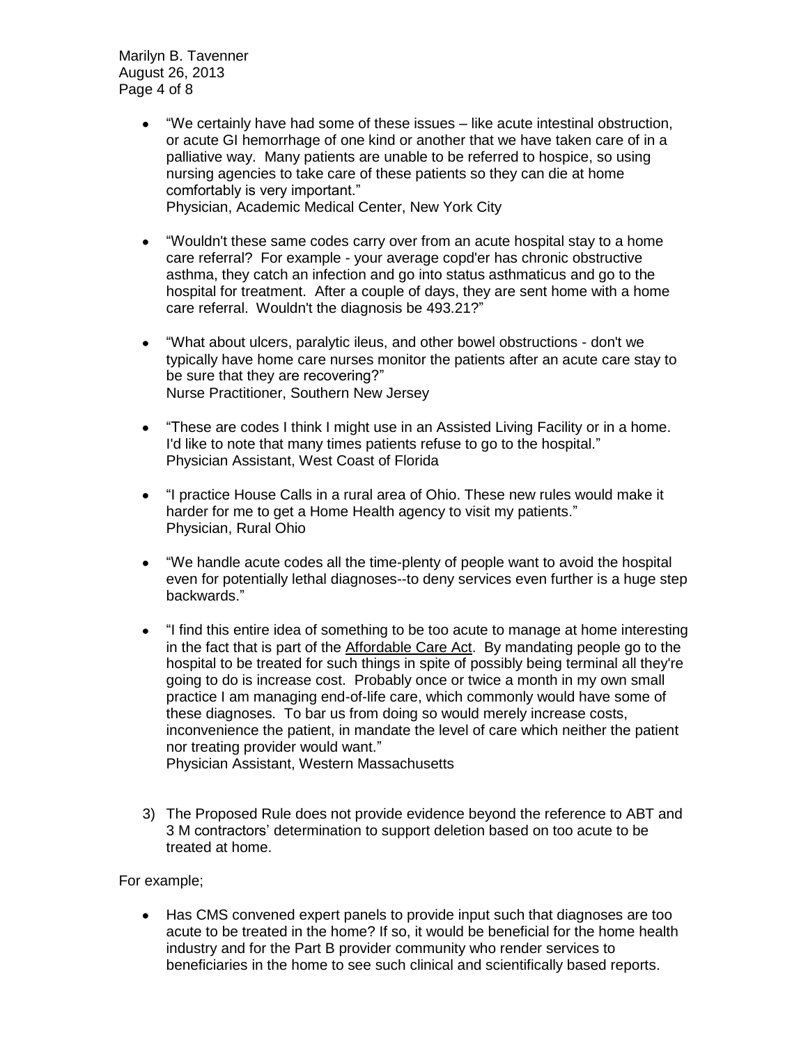- "We certainly have had some of these issues – like acute intestinal obstruction, or acute GI hemorrhage of one kind or another that we have taken care of in a palliative way. Many patients are unable to be referred to hospice, so using nursing agencies to take care of these patients so they can die at home comfortably is very important."
  Physician, Academic Medical Center, New York City

- "Wouldn't these same codes carry over from an acute hospital stay to a home care referral? For example - your average copd'er has chronic obstructive asthma, they catch an infection and go into status asthmaticus and go to the hospital for treatment. After a couple of days, they are sent home with a home care referral. Wouldn't the diagnosis be 493.21?"

- "What about ulcers, paralytic ileus, and other bowel obstructions - don't we typically have home care nurses monitor the patients after an acute care stay to be sure that they are recovering?"
  Nurse Practitioner, Southern New Jersey

- "These are codes I think I might use in an Assisted Living Facility or in a home. I'd like to note that many times patients refuse to go to the hospital."
  Physician Assistant, West Coast of Florida

- "I practice House Calls in a rural area of Ohio. These new rules would make it harder for me to get a Home Health agency to visit my patients."
  Physician, Rural Ohio

- "We handle acute codes all the time-plenty of people want to avoid the hospital even for potentially lethal diagnoses--to deny services even further is a huge step backwards."

- "I find this entire idea of something to be too acute to manage at home interesting in the fact that is part of the Affordable Care Act. By mandating people go to the hospital to be treated for such things in spite of possibly being terminal all they're going to do is increase cost. Probably once or twice a month in my own small practice I am managing end-of-life care, which commonly would have some of these diagnoses. To bar us from doing so would merely increase costs, inconvenience the patient, in mandate the level of care which neither the patient nor treating provider would want."
  Physician Assistant, Western Massachusetts

3) The Proposed Rule does not provide evidence beyond the reference to ABT and 3 M contractors' determination to support deletion based on too acute to be treated at home.

For example;

- Has CMS convened expert panels to provide input such that diagnoses are too acute to be treated in the home? If so, it would be beneficial for the home health industry and for the Part B provider community who render services to beneficiaries in the home to see such clinical and scientifically based reports.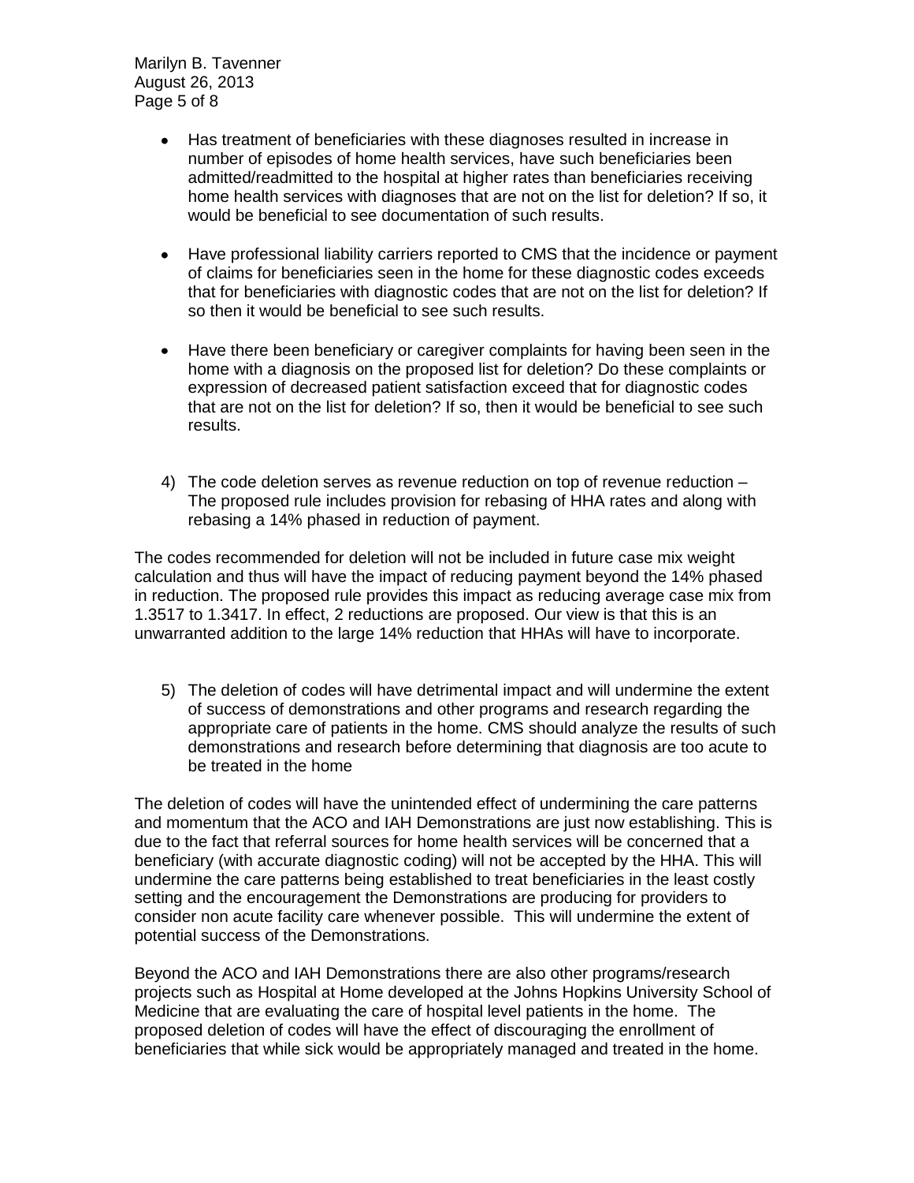- Has treatment of beneficiaries with these diagnoses resulted in increase in number of episodes of home health services, have such beneficiaries been admitted/readmitted to the hospital at higher rates than beneficiaries receiving home health services with diagnoses that are not on the list for deletion? If so, it would be beneficial to see documentation of such results.

- Have professional liability carriers reported to CMS that the incidence or payment of claims for beneficiaries seen in the home for these diagnostic codes exceeds that for beneficiaries with diagnostic codes that are not on the list for deletion? If so then it would be beneficial to see such results.

- Have there been beneficiary or caregiver complaints for having been seen in the home with a diagnosis on the proposed list for deletion? Do these complaints or expression of decreased patient satisfaction exceed that for diagnostic codes that are not on the list for deletion? If so, then it would be beneficial to see such results.

4) The code deletion serves as revenue reduction on top of revenue reduction – The proposed rule includes provision for rebasing of HHA rates and along with rebasing a 14% phased in reduction of payment.

The codes recommended for deletion will not be included in future case mix weight calculation and thus will have the impact of reducing payment beyond the 14% phased in reduction. The proposed rule provides this impact as reducing average case mix from 1.3517 to 1.3417. In effect, 2 reductions are proposed. Our view is that this is an unwarranted addition to the large 14% reduction that HHAs will have to incorporate.

5) The deletion of codes will have detrimental impact and will undermine the extent of success of demonstrations and other programs and research regarding the appropriate care of patients in the home. CMS should analyze the results of such demonstrations and research before determining that diagnosis are too acute to be treated in the home

The deletion of codes will have the unintended effect of undermining the care patterns and momentum that the ACO and IAH Demonstrations are just now establishing. This is due to the fact that referral sources for home health services will be concerned that a beneficiary (with accurate diagnostic coding) will not be accepted by the HHA. This will undermine the care patterns being established to treat beneficiaries in the least costly setting and the encouragement the Demonstrations are producing for providers to consider non acute facility care whenever possible. This will undermine the extent of potential success of the Demonstrations.

Beyond the ACO and IAH Demonstrations there are also other programs/research projects such as Hospital at Home developed at the Johns Hopkins University School of Medicine that are evaluating the care of hospital level patients in the home. The proposed deletion of codes will have the effect of discouraging the enrollment of beneficiaries that while sick would be appropriately managed and treated in the home.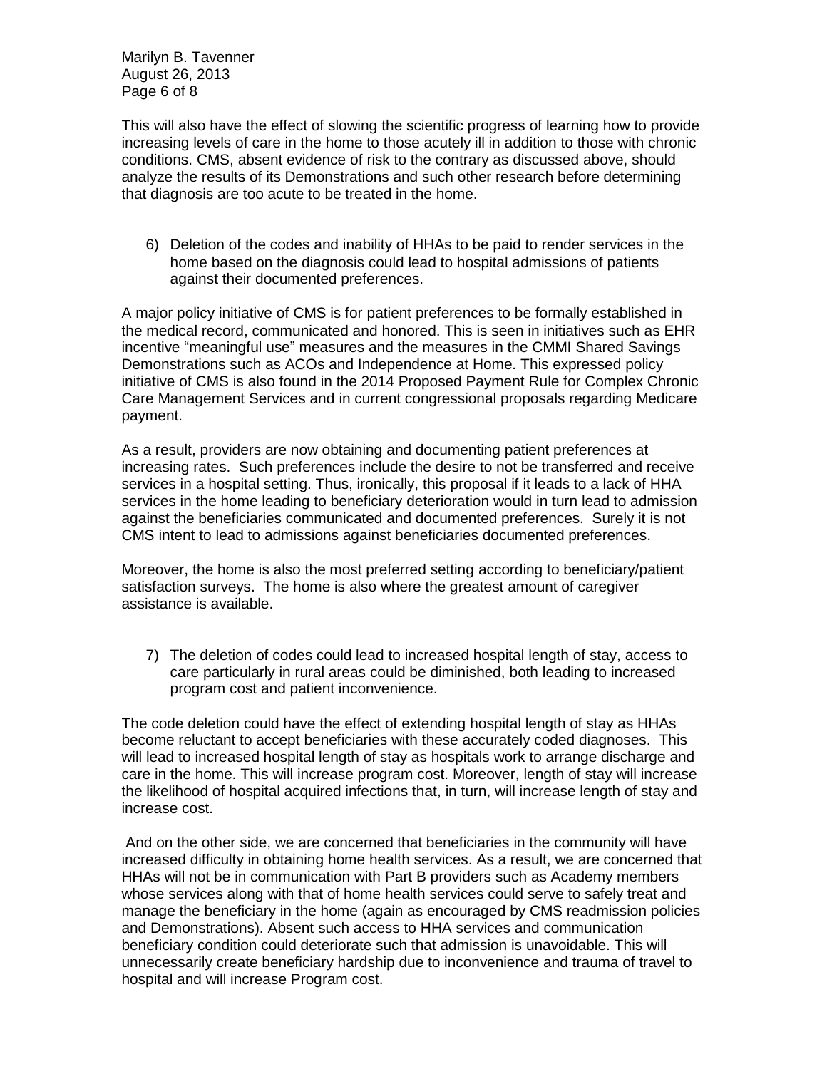This will also have the effect of slowing the scientific progress of learning how to provide increasing levels of care in the home to those acutely ill in addition to those with chronic conditions. CMS, absent evidence of risk to the contrary as discussed above, should analyze the results of its Demonstrations and such other research before determining that diagnosis are too acute to be treated in the home.

6) Deletion of the codes and inability of HHAs to be paid to render services in the home based on the diagnosis could lead to hospital admissions of patients against their documented preferences.

A major policy initiative of CMS is for patient preferences to be formally established in the medical record, communicated and honored. This is seen in initiatives such as EHR incentive "meaningful use" measures and the measures in the CMMI Shared Savings Demonstrations such as ACOs and Independence at Home. This expressed policy initiative of CMS is also found in the 2014 Proposed Payment Rule for Complex Chronic Care Management Services and in current congressional proposals regarding Medicare payment.

As a result, providers are now obtaining and documenting patient preferences at increasing rates. Such preferences include the desire to not be transferred and receive services in a hospital setting. Thus, ironically, this proposal if it leads to a lack of HHA services in the home leading to beneficiary deterioration would in turn lead to admission against the beneficiaries communicated and documented preferences. Surely it is not CMS intent to lead to admissions against beneficiaries documented preferences.

Moreover, the home is also the most preferred setting according to beneficiary/patient satisfaction surveys. The home is also where the greatest amount of caregiver assistance is available.

7) The deletion of codes could lead to increased hospital length of stay, access to care particularly in rural areas could be diminished, both leading to increased program cost and patient inconvenience.

The code deletion could have the effect of extending hospital length of stay as HHAs become reluctant to accept beneficiaries with these accurately coded diagnoses. This will lead to increased hospital length of stay as hospitals work to arrange discharge and care in the home. This will increase program cost. Moreover, length of stay will increase the likelihood of hospital acquired infections that, in turn, will increase length of stay and increase cost.

And on the other side, we are concerned that beneficiaries in the community will have increased difficulty in obtaining home health services. As a result, we are concerned that HHAs will not be in communication with Part B providers such as Academy members whose services along with that of home health services could serve to safely treat and manage the beneficiary in the home (again as encouraged by CMS readmission policies and Demonstrations). Absent such access to HHA services and communication beneficiary condition could deteriorate such that admission is unavoidable. This will unnecessarily create beneficiary hardship due to inconvenience and trauma of travel to hospital and will increase Program cost.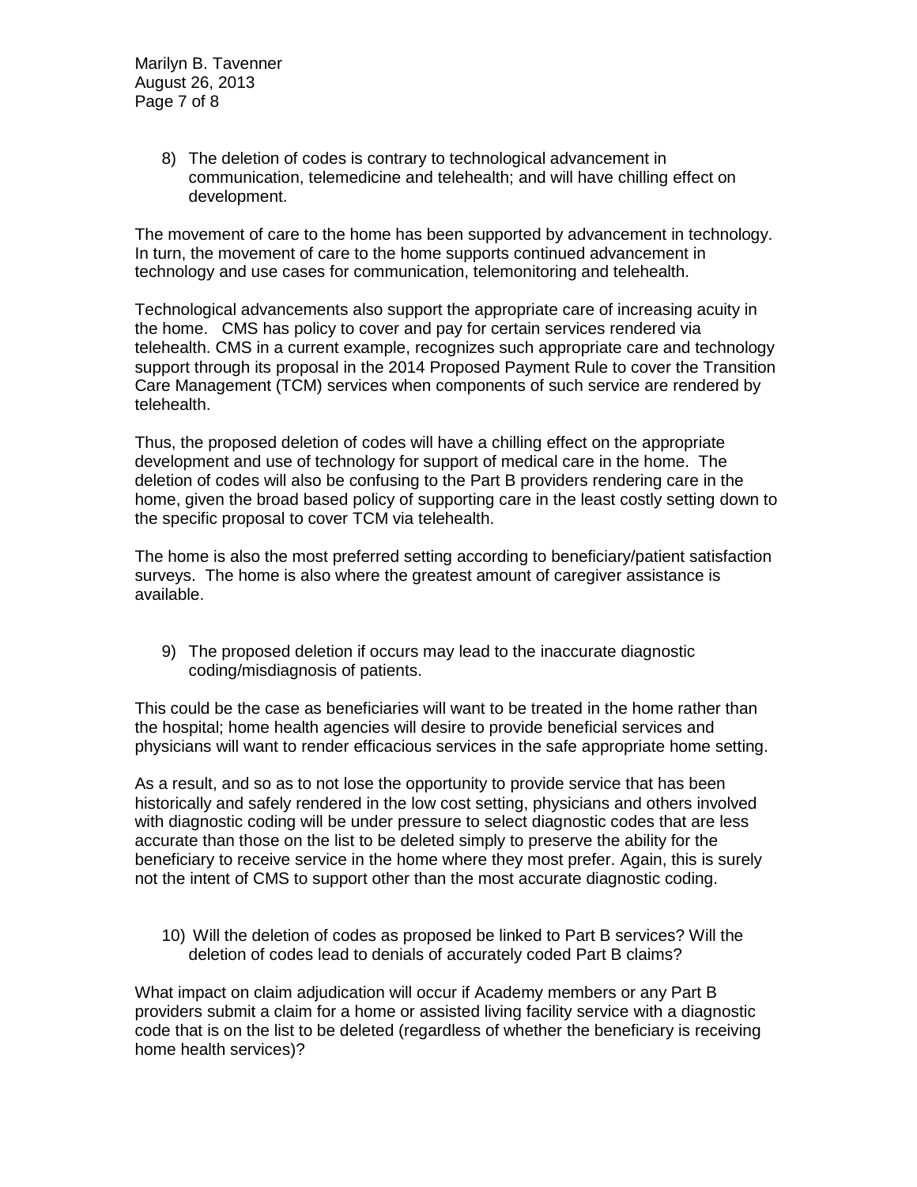8) The deletion of codes is contrary to technological advancement in communication, telemedicine and telehealth; and will have chilling effect on development.

The movement of care to the home has been supported by advancement in technology. In turn, the movement of care to the home supports continued advancement in technology and use cases for communication, telemonitoring and telehealth.

Technological advancements also support the appropriate care of increasing acuity in the home. CMS has policy to cover and pay for certain services rendered via telehealth. CMS in a current example, recognizes such appropriate care and technology support through its proposal in the 2014 Proposed Payment Rule to cover the Transition Care Management (TCM) services when components of such service are rendered by telehealth.

Thus, the proposed deletion of codes will have a chilling effect on the appropriate development and use of technology for support of medical care in the home. The deletion of codes will also be confusing to the Part B providers rendering care in the home, given the broad based policy of supporting care in the least costly setting down to the specific proposal to cover TCM via telehealth.

The home is also the most preferred setting according to beneficiary/patient satisfaction surveys. The home is also where the greatest amount of caregiver assistance is available.

9) The proposed deletion if occurs may lead to the inaccurate diagnostic coding/misdiagnosis of patients.

This could be the case as beneficiaries will want to be treated in the home rather than the hospital; home health agencies will desire to provide beneficial services and physicians will want to render efficacious services in the safe appropriate home setting.

As a result, and so as to not lose the opportunity to provide service that has been historically and safely rendered in the low cost setting, physicians and others involved with diagnostic coding will be under pressure to select diagnostic codes that are less accurate than those on the list to be deleted simply to preserve the ability for the beneficiary to receive service in the home where they most prefer. Again, this is surely not the intent of CMS to support other than the most accurate diagnostic coding.

10) Will the deletion of codes as proposed be linked to Part B services? Will the deletion of codes lead to denials of accurately coded Part B claims?

What impact on claim adjudication will occur if Academy members or any Part B providers submit a claim for a home or assisted living facility service with a diagnostic code that is on the list to be deleted (regardless of whether the beneficiary is receiving home health services)?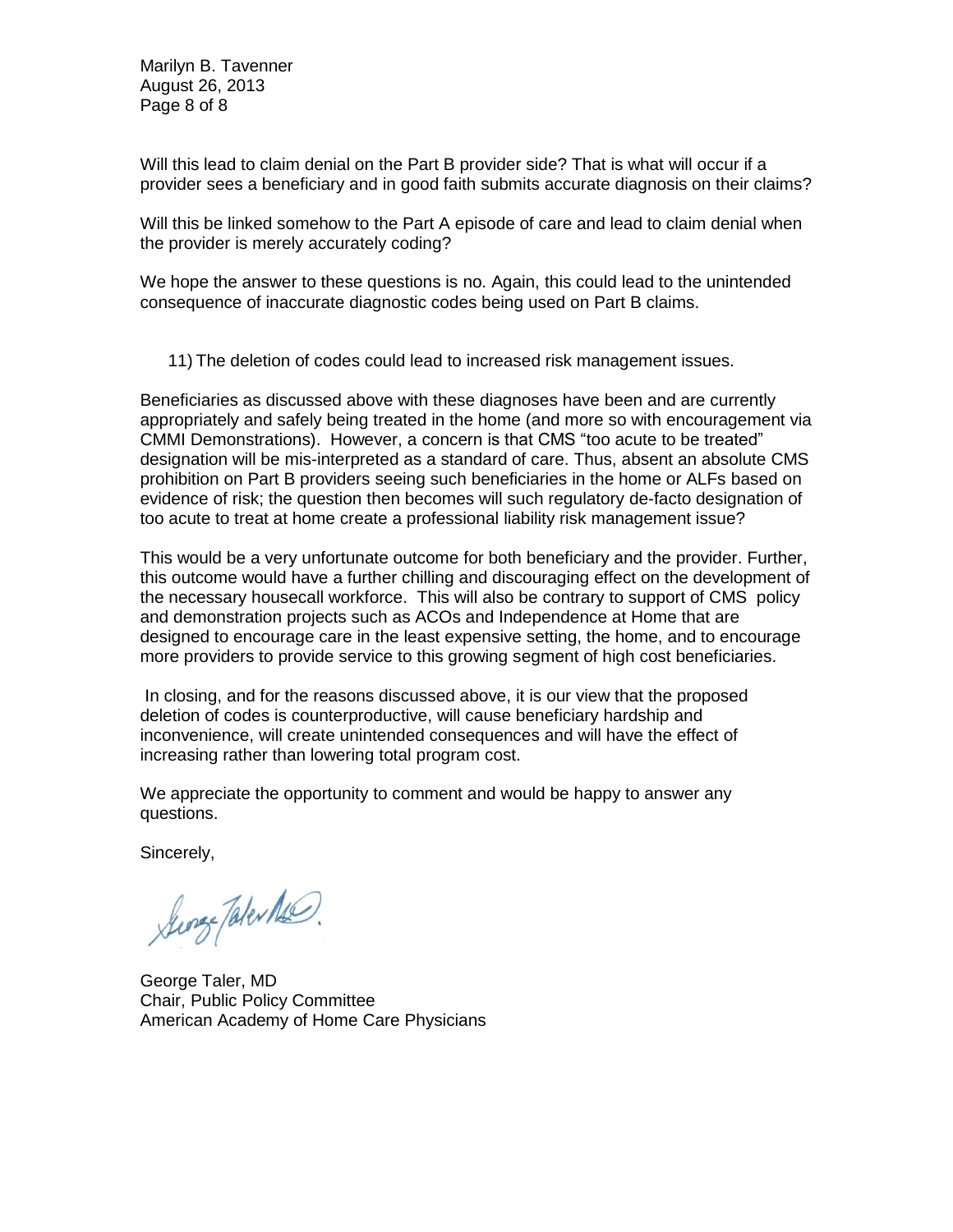Will this lead to claim denial on the Part B provider side? That is what will occur if a provider sees a beneficiary and in good faith submits accurate diagnosis on their claims?

Will this be linked somehow to the Part A episode of care and lead to claim denial when the provider is merely accurately coding?

We hope the answer to these questions is no. Again, this could lead to the unintended consequence of inaccurate diagnostic codes being used on Part B claims.

11) The deletion of codes could lead to increased risk management issues.

Beneficiaries as discussed above with these diagnoses have been and are currently appropriately and safely being treated in the home (and more so with encouragement via CMMI Demonstrations). However, a concern is that CMS "too acute to be treated" designation will be mis-interpreted as a standard of care. Thus, absent an absolute CMS prohibition on Part B providers seeing such beneficiaries in the home or ALFs based on evidence of risk; the question then becomes will such regulatory de-facto designation of too acute to treat at home create a professional liability risk management issue?

This would be a very unfortunate outcome for both beneficiary and the provider. Further, this outcome would have a further chilling and discouraging effect on the development of the necessary housecall workforce. This will also be contrary to support of CMS policy and demonstration projects such as ACOs and Independence at Home that are designed to encourage care in the least expensive setting, the home, and to encourage more providers to provide service to this growing segment of high cost beneficiaries.

In closing, and for the reasons discussed above, it is our view that the proposed deletion of codes is counterproductive, will cause beneficiary hardship and inconvenience, will create unintended consequences and will have the effect of increasing rather than lowering total program cost.

We appreciate the opportunity to comment and would be happy to answer any questions.

Sincerely,

George Taler, MD
Chair, Public Policy Committee
American Academy of Home Care Physicians